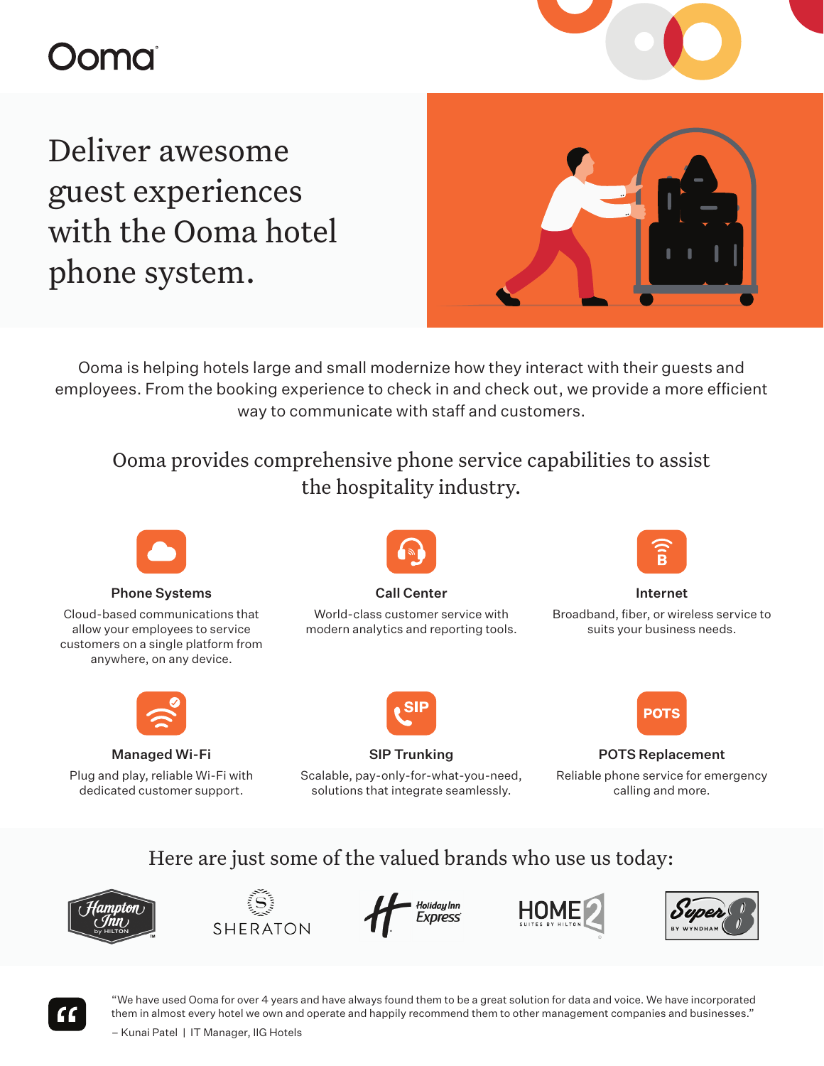Ooma

# Deliver awesome guest experiences with the Ooma hotel phone system.

Ooma is helping hotels large and small modernize how they interact with their guests and employees. From the booking experience to check in and check out, we provide a more efficient way to communicate with staff and customers.

## Ooma provides comprehensive phone service capabilities to assist the hospitality industry.

**Phone Systems**
Cloud-based communications that allow your employees to service customers on a single platform from anywhere, on any device.

**Call Center**
World-class customer service with modern analytics and reporting tools.

**Internet**
Broadband, fiber, or wireless service to suits your business needs.

**Managed Wi-Fi**
Plug and play, reliable Wi-Fi with dedicated customer support.

**SIP Trunking**
Scalable, pay-only-for-what-you-need, solutions that integrate seamlessly.

**POTS Replacement**
Reliable phone service for emergency calling and more.

## Here are just some of the valued brands who use us today:

Hampton Inn by Hilton | Sheraton | Holiday Inn Express | Home2 Suites by Hilton | Super 8 by Wyndham

"We have used Ooma for over 4 years and have always found them to be a great solution for data and voice. We have incorporated them in almost every hotel we own and operate and happily recommend them to other management companies and businesses."

– Kunai Patel | IT Manager, IIG Hotels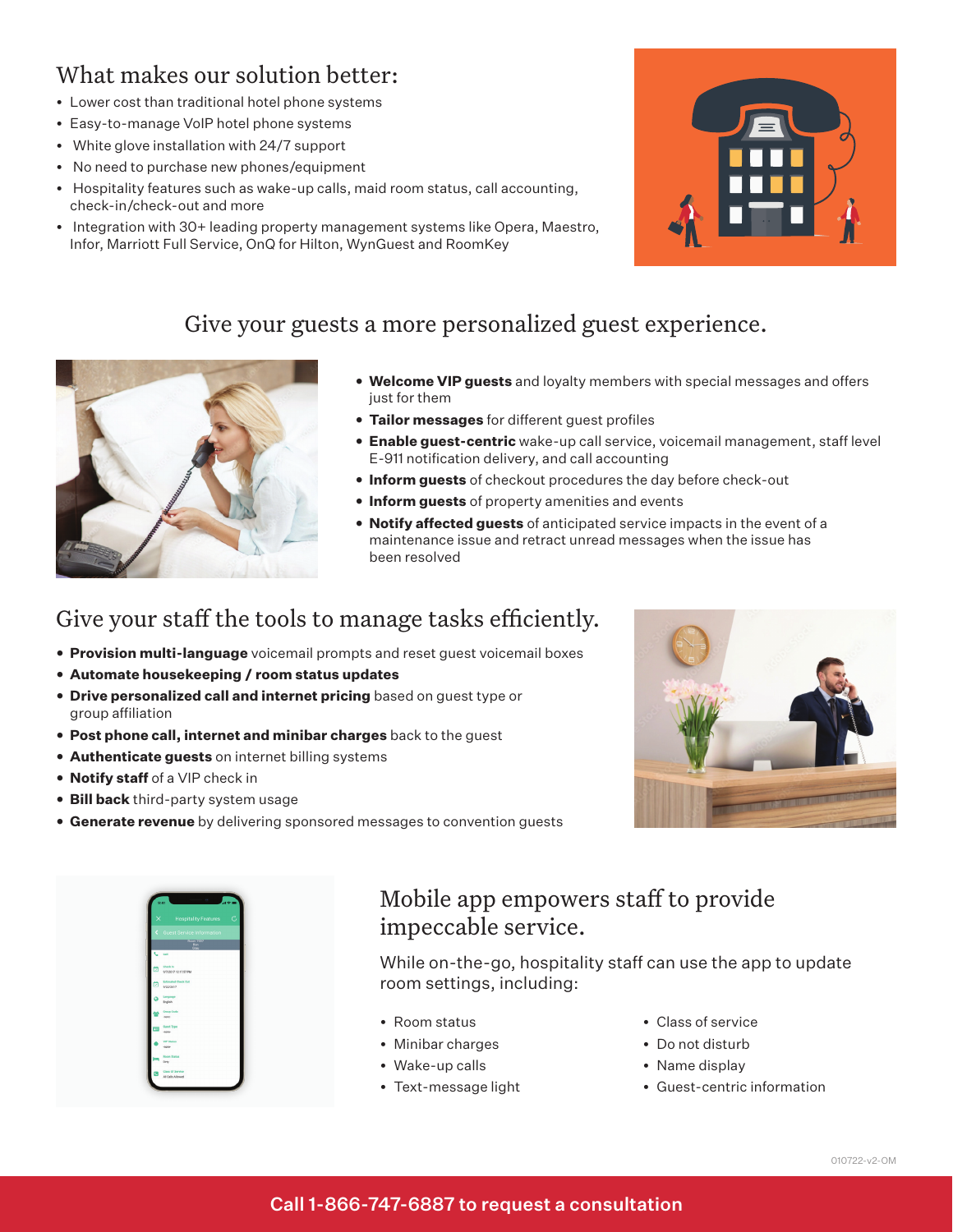## What makes our solution better:

- Lower cost than traditional hotel phone systems
- Easy-to-manage VoIP hotel phone systems
- White glove installation with 24/7 support
- No need to purchase new phones/equipment
- Hospitality features such as wake-up calls, maid room status, call accounting, check-in/check-out and more
- Integration with 30+ leading property management systems like Opera, Maestro, Infor, Marriott Full Service, OnQ for Hilton, WynGuest and RoomKey

## Give your guests a more personalized guest experience.

- **Welcome VIP guests** and loyalty members with special messages and offers just for them
- **Tailor messages** for different guest profiles
- **Enable guest-centric** wake-up call service, voicemail management, staff level E-911 notification delivery, and call accounting
- **Inform guests** of checkout procedures the day before check-out
- **Inform guests** of property amenities and events
- **Notify affected guests** of anticipated service impacts in the event of a maintenance issue and retract unread messages when the issue has been resolved

## Give your staff the tools to manage tasks efficiently.

- **Provision multi-language** voicemail prompts and reset guest voicemail boxes
- **Automate housekeeping / room status updates**
- **Drive personalized call and internet pricing** based on guest type or group affiliation
- **Post phone call, internet and minibar charges** back to the guest
- **Authenticate guests** on internet billing systems
- **Notify staff** of a VIP check in
- **Bill back** third-party system usage
- **Generate revenue** by delivering sponsored messages to convention guests

## Mobile app empowers staff to provide impeccable service.

While on-the-go, hospitality staff can use the app to update room settings, including:

- Room status
- Minibar charges
- Wake-up calls
- Text-message light
- Class of service
- Do not disturb
- Name display
- Guest-centric information

010722-v2-OM

**Call 1-866-747-6887 to request a consultation**